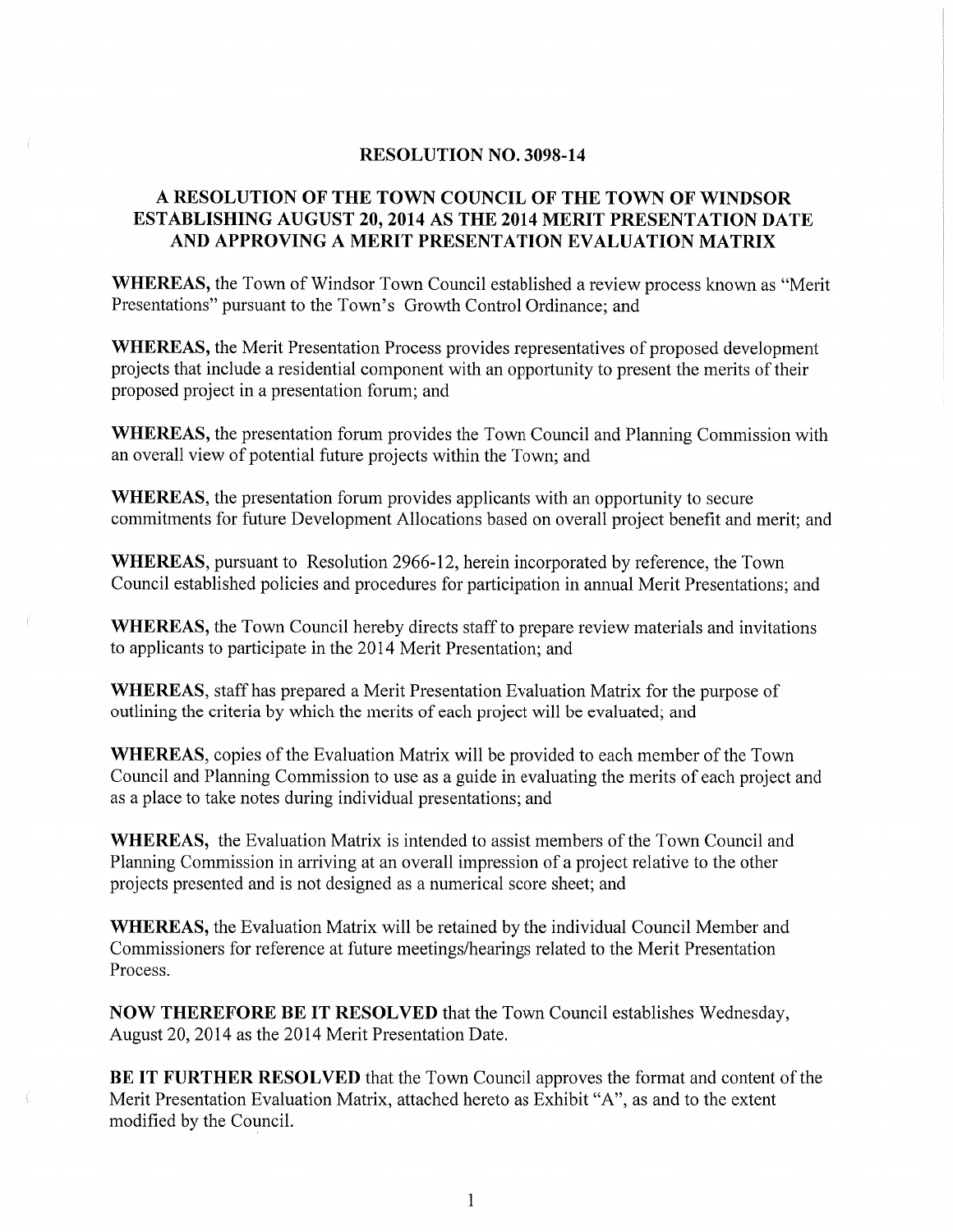# RESOLUTION NO. 3098-14

## A RESOLUTION OF THE TOWN COUNCIL OF THE TOWN OF WINDSOR ESTABLISHING AUGUST 20, 2014 AS THE 2014 MERIT PRESENTATION DATE AND APPROVING A MERIT PRESENTATION EVALUATION MATRIX

**WHEREAS,** the Town of Windsor Town Council established a review process known as "Merit Presentations" pursuant to the Town's Growth Control Ordinance; and

**WHEREAS,** the Merit Presentation Process provides representatives of proposed development projects that include a residential component with an opportunity to present the merits of their proposed project in a presentation forum; and

**WHEREAS,** the presentation forum provides the Town Council and Planning Commission with an overall view of potential future projects within the Town; and

**WHEREAS,** the presentation forum provides applicants with an opportunity to secure commitments for future Development Allocations based on overall project benefit and merit; and

**WHEREAS**, pursuant to Resolution 2966-12, herein incorporated by reference, the Town Council established policies and procedures for participation in annual Merit Presentations; and

**WHEREAS,** the Town Council hereby directs staff to prepare review materials and invitations to applicants to participate in the 2014 Merit Presentation; and

**WHEREAS**, staff has prepared a Merit Presentation Evaluation Matrix for the purpose of outlining the criteria by which the merits of each project will be evaluated; and

**WHEREAS**, copies of the Evaluation Matrix will be provided to each member of the Town Council and Planning Commission to use as a guide in evaluating the merits of each project and as a place to take notes during individual presentations; and

**WHEREAS,** the Evaluation Matrix is intended to assist members of the Town Council and Planning Commission in arriving at an overall impression of a project relative to the other projects presented and is not designed as a numerical score sheet; and

**WHEREAS,** the Evaluation Matrix will be retained by the individual Council Member and Commissioners for reference at future meetings/hearings related to the Merit Presentation Process.

**NOW THEREFORE BE IT RESOLVED** that the Town Council establishes Wednesday, August 20, 2014 as the 2014 Merit Presentation Date.

**BE IT FURTHER RESOLVED** that the Town Council approves the format and content of the Merit Presentation Evaluation Matrix, attached hereto as Exhibit "A", as and to the extent modified by the Council.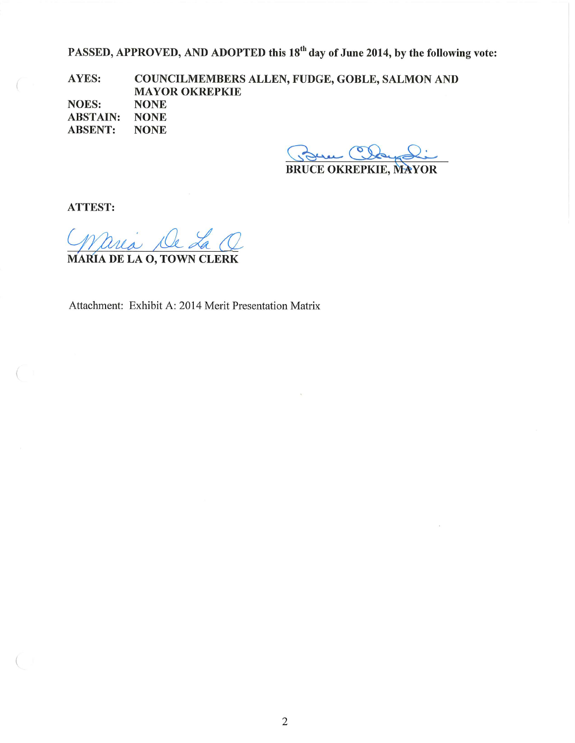**PASSED, APPROVED, AND ADOPTED this 18th day of June 2014, by the following vote:**

| | |
|---|---|
| **AYES:** | **COUNCILMEMBERS ALLEN, FUDGE, GOBLE, SALMON AND MAYOR OKREPKIE** |
| **NOES:** | **NONE** |
| **ABSTAIN:** | **NONE** |
| **ABSENT:** | **NONE** |

**BRUCE OKREPKIE, MAYOR**

**ATTEST:**

**MARIA DE LA O, TOWN CLERK**

Attachment: Exhibit A: 2014 Merit Presentation Matrix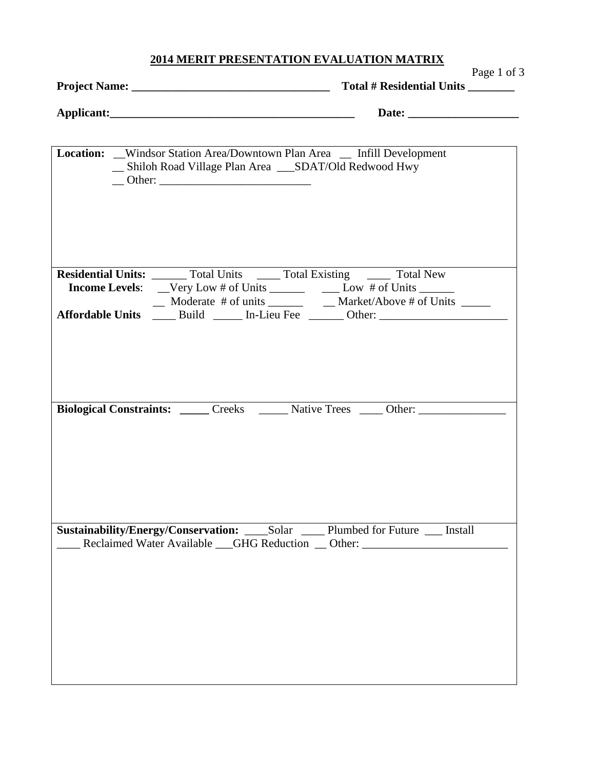# 2014 MERIT PRESENTATION EVALUATION MATRIX

**Project Name:** ___________________________________ **Total # Residential Units** ________

**Applicant:**___________________________________________ **Date:** ___________________

| |
|---|
| **Location:** __Windsor Station Area/Downtown Plan Area __ Infill Development<br>__ Shiloh Road Village Plan Area ___SDAT/Old Redwood Hwy<br>__ Other: __________________________ |
| **Residential Units:** ______ Total Units ____ Total Existing ____ Total New<br>**Income Levels**: __Very Low # of Units ______ ___ Low # of Units ______<br>__ Moderate # of units ______ __ Market/Above # of Units _____<br>**Affordable Units** ____ Build _____ In-Lieu Fee ______ Other: ______________________ |
| **Biological Constraints:** _____ Creeks _____ Native Trees ____ Other: _______________ |
| **Sustainability/Energy/Conservation:** ____Solar ____ Plumbed for Future ___ Install<br>____ Reclaimed Water Available ___GHG Reduction __ Other: _________________________ |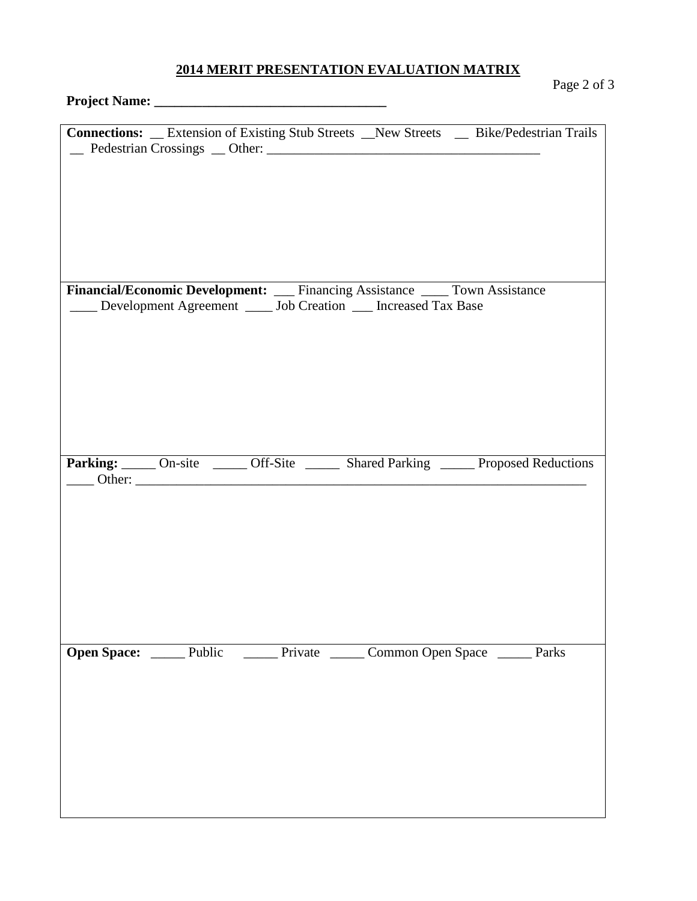## 2014 MERIT PRESENTATION EVALUATION MATRIX

**Project Name: ___________________________________**

| |
|---|
| **Connections:** __ Extension of Existing Stub Streets __New Streets __ Bike/Pedestrian Trails __ Pedestrian Crossings __ Other: _________________________________________ |
| **Financial/Economic Development:** ___ Financing Assistance ____ Town Assistance ____ Development Agreement ____ Job Creation ___ Increased Tax Base |
| **Parking:** _____ On-site _____ Off-Site _____ Shared Parking _____ Proposed Reductions ____ Other: _____________________________________________________________________ |
| **Open Space:** _____ Public _____ Private _____ Common Open Space _____ Parks |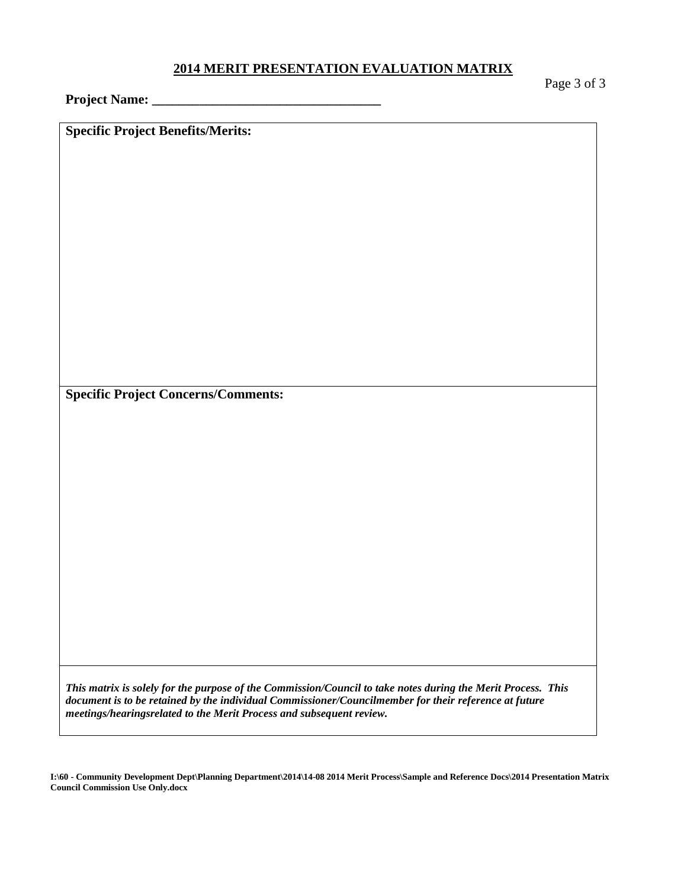## 2014 MERIT PRESENTATION EVALUATION MATRIX

**Project Name: ________________________________**

**Specific Project Benefits/Merits:**

**Specific Project Concerns/Comments:**

***This matrix is solely for the purpose of the Commission/Council to take notes during the Merit Process. This document is to be retained by the individual Commissioner/Councilmember for their reference at future meetings/hearingsrelated to the Merit Process and subsequent review.***

**I:\60 - Community Development Dept\Planning Department\2014\14-08 2014 Merit Process\Sample and Reference Docs\2014 Presentation Matrix Council Commission Use Only.docx**